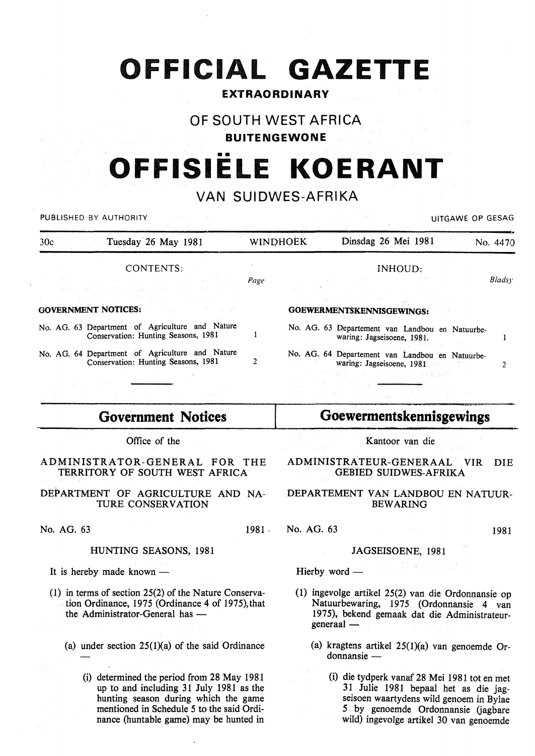# OFFICIAL GAZETTE

**EXTRAORDINARY**

OF SOUTH WEST AFRICA

**BUITENGEWONE**

# OFFISIËLE KOERANT

VAN SUIDWES-AFRIKA

PUBLISHED BY AUTHORITY — UITGAWE OP GESAG

30c — Tuesday 26 May 1981 — WINDHOEK — Dinsdag 26 Mei 1981 — No. 4470

CONTENTS:

| | Page |
|---|---|
| **GOVERNMENT NOTICES:** | |
| No. AG. 63 Department of Agriculture and Nature Conservation: Hunting Seasons, 1981 | 1 |
| No. AG. 64 Department of Agriculture and Nature Conservation: Hunting Seasons, 1981 | 2 |

INHOUD:

| | Bladsy |
|---|---|
| **GOEWERMENTSKENNISGEWINGS:** | |
| No. AG. 63 Departement van Landbou en Natuurbewaring: Jagseisoene, 1981. | 1 |
| No. AG. 64 Departement van Landbou en Natuurbewaring: Jagseisoene, 1981 | 2 |

## Government Notices

Office of the

ADMINISTRATOR-GENERAL FOR THE TERRITORY OF SOUTH WEST AFRICA

DEPARTMENT OF AGRICULTURE AND NATURE CONSERVATION

No. AG. 63 — 1981

HUNTING SEASONS, 1981

It is hereby made known —

(1) in terms of section 25(2) of the Nature Conservation Ordinance, 1975 (Ordinance 4 of 1975), that the Administrator-General has —

(a) under section 25(1)(a) of the said Ordinance —

(i) determined the period from 28 May 1981 up to and including 31 July 1981 as the hunting season during which the game mentioned in Schedule 5 to the said Ordinance (huntable game) may be hunted in

## Goewermentskennisgewings

Kantoor van die

ADMINISTRATEUR-GENERAAL VIR DIE GEBIED SUIDWES-AFRIKA

DEPARTEMENT VAN LANDBOU EN NATUURBEWARING

No. AG. 63 — 1981

JAGSEISOENE, 1981

Hierby word —

(1) ingevolge artikel 25(2) van die Ordonnansie op Natuurbewaring, 1975 (Ordonnansie 4 van 1975), bekend gemaak dat die Administrateur-generaal —

(a) kragtens artikel 25(1)(a) van genoemde Ordonnansie —

(i) die tydperk vanaf 28 Mei 1981 tot en met 31 Julie 1981 bepaal het as die jagseisoen waartydens wild genoem in Bylae 5 by genoemde Ordonnansie (jagbare wild) ingevolge artikel 30 van genoemde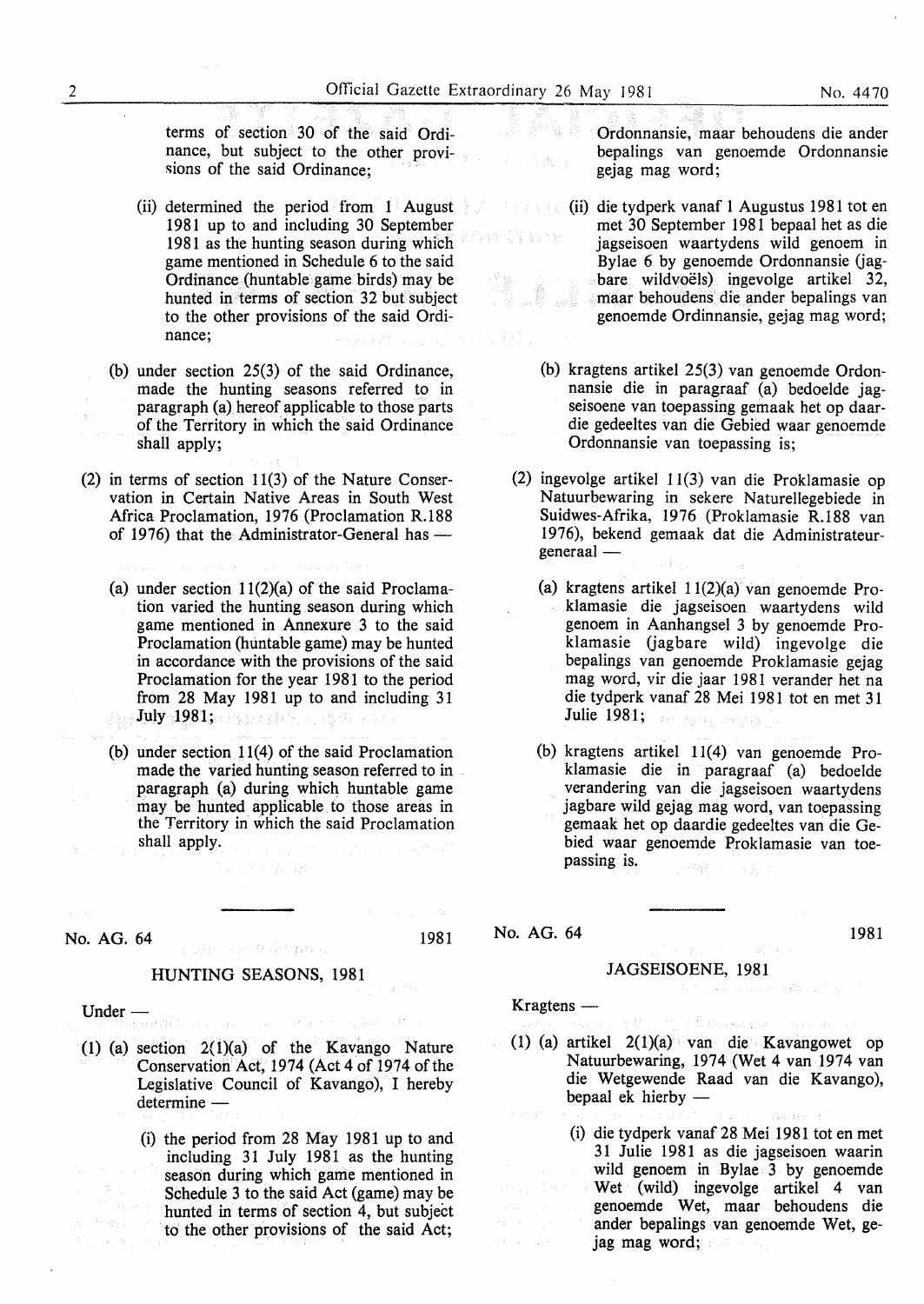terms of section 30 of the said Ordinance, but subject to the other provisions of the said Ordinance;

(ii) determined the period from 1 August 1981 up to and including 30 September 1981 as the hunting season during which game mentioned in Schedule 6 to the said Ordinance (huntable game birds) may be hunted in terms of section 32 but subject to the other provisions of the said Ordinance;

(b) under section 25(3) of the said Ordinance, made the hunting seasons referred to in paragraph (a) hereof applicable to those parts of the Territory in which the said Ordinance shall apply;

(2) in terms of section 11(3) of the Nature Conservation in Certain Native Areas in South West Africa Proclamation, 1976 (Proclamation R.188 of 1976) that the Administrator-General has —

(a) under section 11(2)(a) of the said Proclamation varied the hunting season during which game mentioned in Annexure 3 to the said Proclamation (huntable game) may be hunted in accordance with the provisions of the said Proclamation for the year 1981 to the period from 28 May 1981 up to and including 31 July 1981;

(b) under section 11(4) of the said Proclamation made the varied hunting season referred to in paragraph (a) during which huntable game may be hunted applicable to those areas in the Territory in which the said Proclamation shall apply.

Ordonnansie, maar behoudens die ander bepalings van genoemde Ordonnansie gejag mag word;

(ii) die tydperk vanaf 1 Augustus 1981 tot en met 30 September 1981 bepaal het as die jagseisoen waartydens wild genoem in Bylae 6 by genoemde Ordonnansie (jagbare wildvoëls) ingevolge artikel 32, maar behoudens die ander bepalings van genoemde Ordinnansie, gejag mag word;

(b) kragtens artikel 25(3) van genoemde Ordonnansie die in paragraaf (a) bedoelde jagseisoene van toepassing gemaak het op daardie gedeeltes van die Gebied waar genoemde Ordonnansie van toepassing is;

(2) ingevolge artikel 11(3) van die Proklamasie op Natuurbewaring in sekere Naturellegebiede in Suidwes-Afrika, 1976 (Proklamasie R.188 van 1976), bekend gemaak dat die Administrateurgeneraal —

(a) kragtens artikel 11(2)(a) van genoemde Proklamasie die jagseisoen waartydens wild genoem in Aanhangsel 3 by genoemde Proklamasie (jagbare wild) ingevolge die bepalings van genoemde Proklamasie gejag mag word, vir die jaar 1981 verander het na die tydperk vanaf 28 Mei 1981 tot en met 31 Julie 1981;

(b) kragtens artikel 11(4) van genoemde Proklamasie die in paragraaf (a) bedoelde verandering van die jagseisoen waartydens jagbare wild gejag mag word, van toepassing gemaak het op daardie gedeeltes van die Gebied waar genoemde Proklamasie van toepassing is.

---

No. AG. 64 1981

## HUNTING SEASONS, 1981

Under —

(1) (a) section 2(1)(a) of the Kavango Nature Conservation Act, 1974 (Act 4 of 1974 of the Legislative Council of Kavango), I hereby determine —

(i) the period from 28 May 1981 up to and including 31 July 1981 as the hunting season during which game mentioned in Schedule 3 to the said Act (game) may be hunted in terms of section 4, but subject to the other provisions of the said Act;

No. AG. 64 1981

## JAGSEISOENE, 1981

Kragtens —

(1) (a) artikel 2(1)(a) van die Kavangowet op Natuurbewaring, 1974 (Wet 4 van 1974 van die Wetgewende Raad van die Kavango), bepaal ek hierby —

(i) die tydperk vanaf 28 Mei 1981 tot en met 31 Julie 1981 as die jagseisoen waarin wild genoem in Bylae 3 by genoemde Wet (wild) ingevolge artikel 4 van genoemde Wet, maar behoudens die ander bepalings van genoemde Wet, gejag mag word;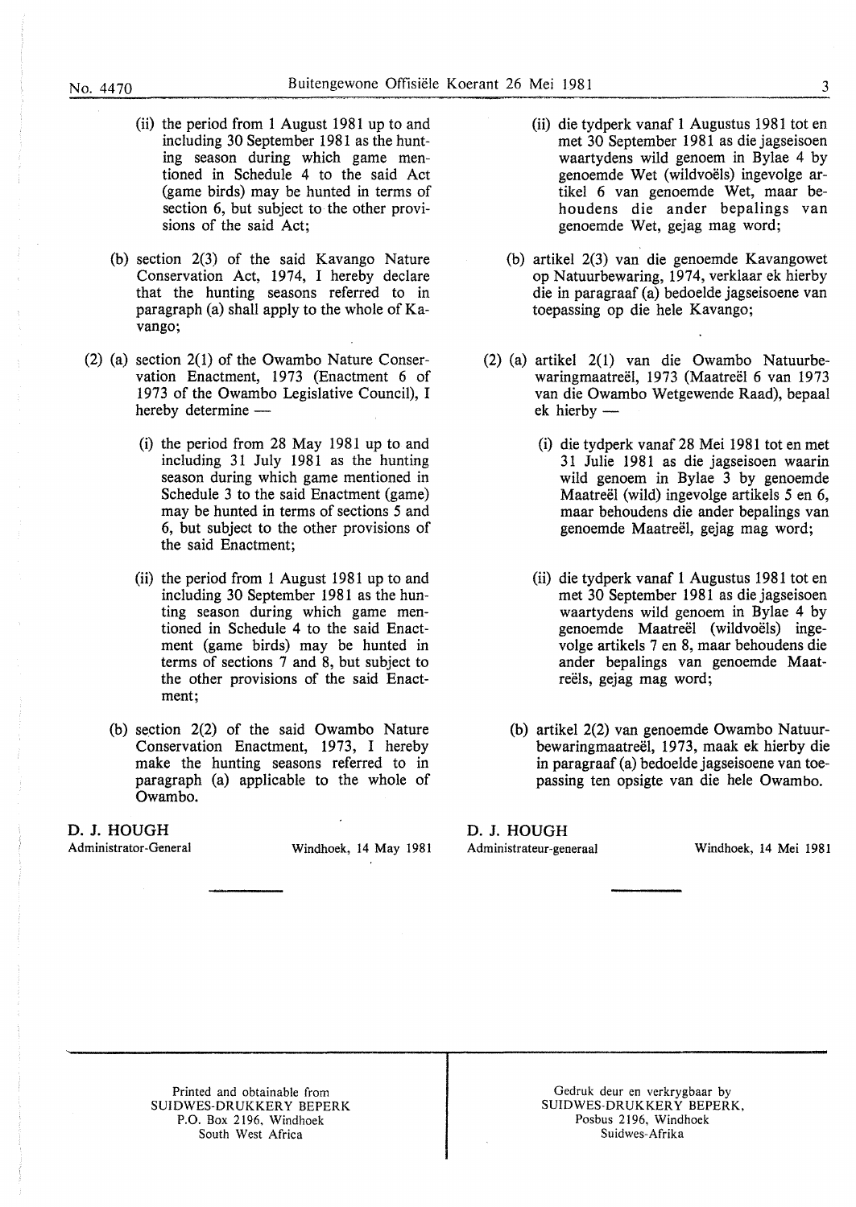(ii) the period from 1 August 1981 up to and including 30 September 1981 as the hunting season during which game mentioned in Schedule 4 to the said Act (game birds) may be hunted in terms of section 6, but subject to the other provisions of the said Act;

(b) section 2(3) of the said Kavango Nature Conservation Act, 1974, I hereby declare that the hunting seasons referred to in paragraph (a) shall apply to the whole of Kavango;

(2) (a) section 2(1) of the Owambo Nature Conservation Enactment, 1973 (Enactment 6 of 1973 of the Owambo Legislative Council), I hereby determine —

(i) the period from 28 May 1981 up to and including 31 July 1981 as the hunting season during which game mentioned in Schedule 3 to the said Enactment (game) may be hunted in terms of sections 5 and 6, but subject to the other provisions of the said Enactment;

(ii) the period from 1 August 1981 up to and including 30 September 1981 as the hunting season during which game mentioned in Schedule 4 to the said Enactment (game birds) may be hunted in terms of sections 7 and 8, but subject to the other provisions of the said Enactment;

(b) section 2(2) of the said Owambo Nature Conservation Enactment, 1973, I hereby make the hunting seasons referred to in paragraph (a) applicable to the whole of Owambo.

**D. J. HOUGH**
Administrator-General

Windhoek, 14 May 1981

(ii) die tydperk vanaf 1 Augustus 1981 tot en met 30 September 1981 as die jagseisoen waartydens wild genoem in Bylae 4 by genoemde Wet (wildvoëls) ingevolge artikel 6 van genoemde Wet, maar behoudens die ander bepalings van genoemde Wet, gejag mag word;

(b) artikel 2(3) van die genoemde Kavangowet op Natuurbewaring, 1974, verklaar ek hierby die in paragraaf (a) bedoelde jagseisoene van toepassing op die hele Kavango;

(2) (a) artikel 2(1) van die Owambo Natuurbewaringmaatreël, 1973 (Maatreël 6 van 1973 van die Owambo Wetgewende Raad), bepaal ek hierby —

(i) die tydperk vanaf 28 Mei 1981 tot en met 31 Julie 1981 as die jagseisoen waarin wild genoem in Bylae 3 by genoemde Maatreël (wild) ingevolge artikels 5 en 6, maar behoudens die ander bepalings van genoemde Maatreël, gejag mag word;

(ii) die tydperk vanaf 1 Augustus 1981 tot en met 30 September 1981 as die jagseisoen waartydens wild genoem in Bylae 4 by genoemde Maatreël (wildvoëls) ingevolge artikels 7 en 8, maar behoudens die ander bepalings van genoemde Maatreëls, gejag mag word;

(b) artikel 2(2) van genoemde Owambo Natuurbewaringmaatreël, 1973, maak ek hierby die in paragraaf (a) bedoelde jagseisoene van toepassing ten opsigte van die hele Owambo.

**D. J. HOUGH**
Administrateur-generaal

Windhoek, 14 Mei 1981

---

Printed and obtainable from
SUIDWES-DRUKKERY BEPERK
P.O. Box 2196, Windhoek
South West Africa

Gedruk deur en verkrygbaar by
SUIDWES-DRUKKERY BEPERK,
Posbus 2196, Windhoek
Suidwes-Afrika